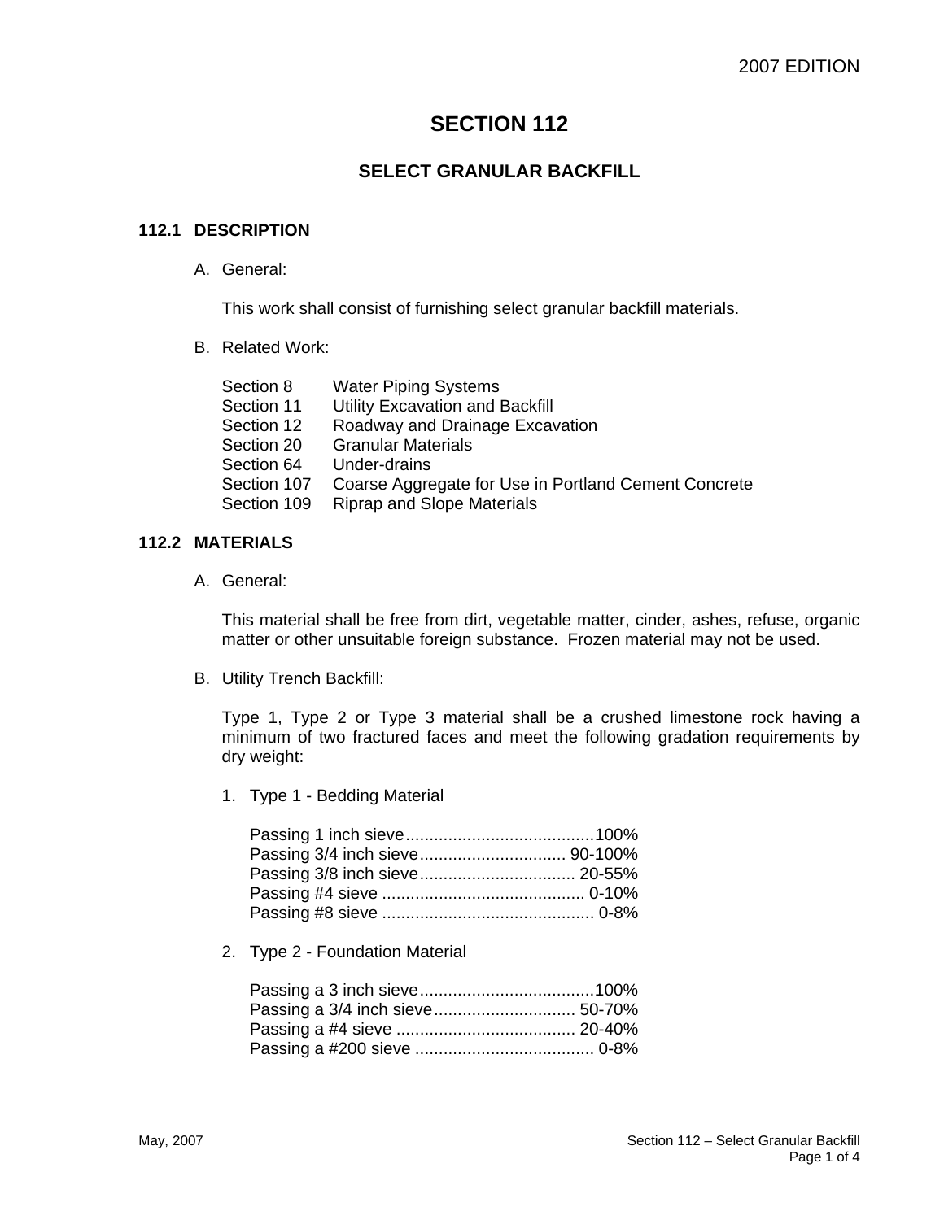2007 EDITION

# SECTION 112

## SELECT GRANULAR BACKFILL

### 112.1 DESCRIPTION

A. General:

This work shall consist of furnishing select granular backfill materials.

B. Related Work:

| | |
|---|---|
| Section 8 | Water Piping Systems |
| Section 11 | Utility Excavation and Backfill |
| Section 12 | Roadway and Drainage Excavation |
| Section 20 | Granular Materials |
| Section 64 | Under-drains |
| Section 107 | Coarse Aggregate for Use in Portland Cement Concrete |
| Section 109 | Riprap and Slope Materials |

### 112.2 MATERIALS

A. General:

This material shall be free from dirt, vegetable matter, cinder, ashes, refuse, organic matter or other unsuitable foreign substance. Frozen material may not be used.

B. Utility Trench Backfill:

Type 1, Type 2 or Type 3 material shall be a crushed limestone rock having a minimum of two fractured faces and meet the following gradation requirements by dry weight:

1. Type 1 - Bedding Material

   Passing 1 inch sieve........................................100%
   Passing 3/4 inch sieve............................... 90-100%
   Passing 3/8 inch sieve................................. 20-55%
   Passing #4 sieve ........................................... 0-10%
   Passing #8 sieve ............................................. 0-8%

2. Type 2 - Foundation Material

   Passing a 3 inch sieve.....................................100%
   Passing a 3/4 inch sieve.............................. 50-70%
   Passing a #4 sieve ...................................... 20-40%
   Passing a #200 sieve ...................................... 0-8%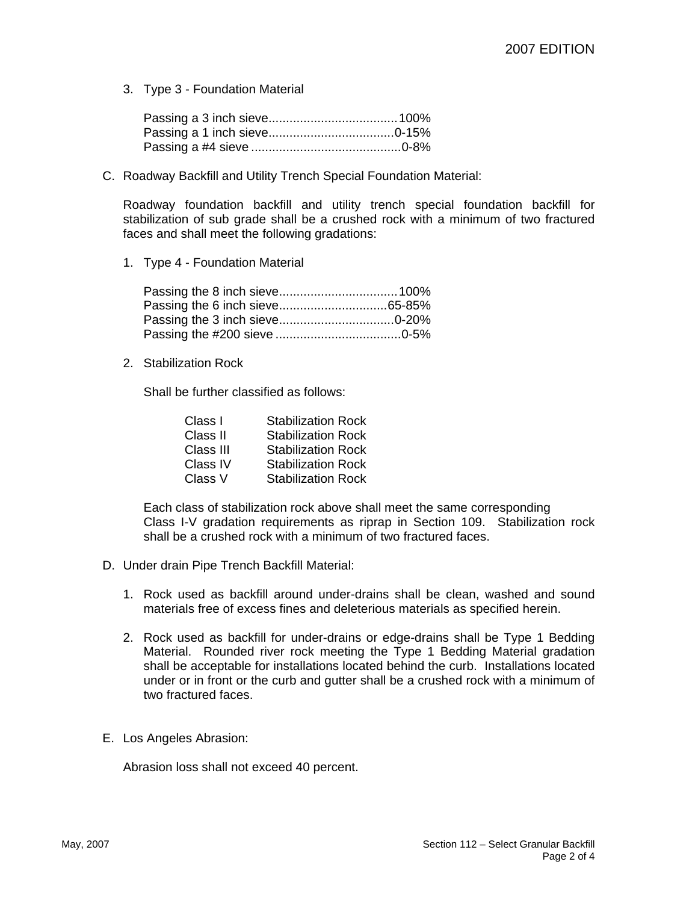3. Type 3 - Foundation Material

   Passing a 3 inch sieve.....................................100%
   Passing a 1 inch sieve....................................0-15%
   Passing a #4 sieve ...........................................0-8%

C. Roadway Backfill and Utility Trench Special Foundation Material:

   Roadway foundation backfill and utility trench special foundation backfill for stabilization of sub grade shall be a crushed rock with a minimum of two fractured faces and shall meet the following gradations:

   1. Type 4 - Foundation Material

      Passing the 8 inch sieve..................................100%
      Passing the 6 inch sieve...............................65-85%
      Passing the 3 inch sieve.................................0-20%
      Passing the #200 sieve ....................................0-5%

   2. Stabilization Rock

      Shall be further classified as follows:

      | | |
      |---|---|
      | Class I | Stabilization Rock |
      | Class II | Stabilization Rock |
      | Class III | Stabilization Rock |
      | Class IV | Stabilization Rock |
      | Class V | Stabilization Rock |

      Each class of stabilization rock above shall meet the same corresponding Class I-V gradation requirements as riprap in Section 109. Stabilization rock shall be a crushed rock with a minimum of two fractured faces.

D. Under drain Pipe Trench Backfill Material:

   1. Rock used as backfill around under-drains shall be clean, washed and sound materials free of excess fines and deleterious materials as specified herein.

   2. Rock used as backfill for under-drains or edge-drains shall be Type 1 Bedding Material. Rounded river rock meeting the Type 1 Bedding Material gradation shall be acceptable for installations located behind the curb. Installations located under or in front or the curb and gutter shall be a crushed rock with a minimum of two fractured faces.

E. Los Angeles Abrasion:

   Abrasion loss shall not exceed 40 percent.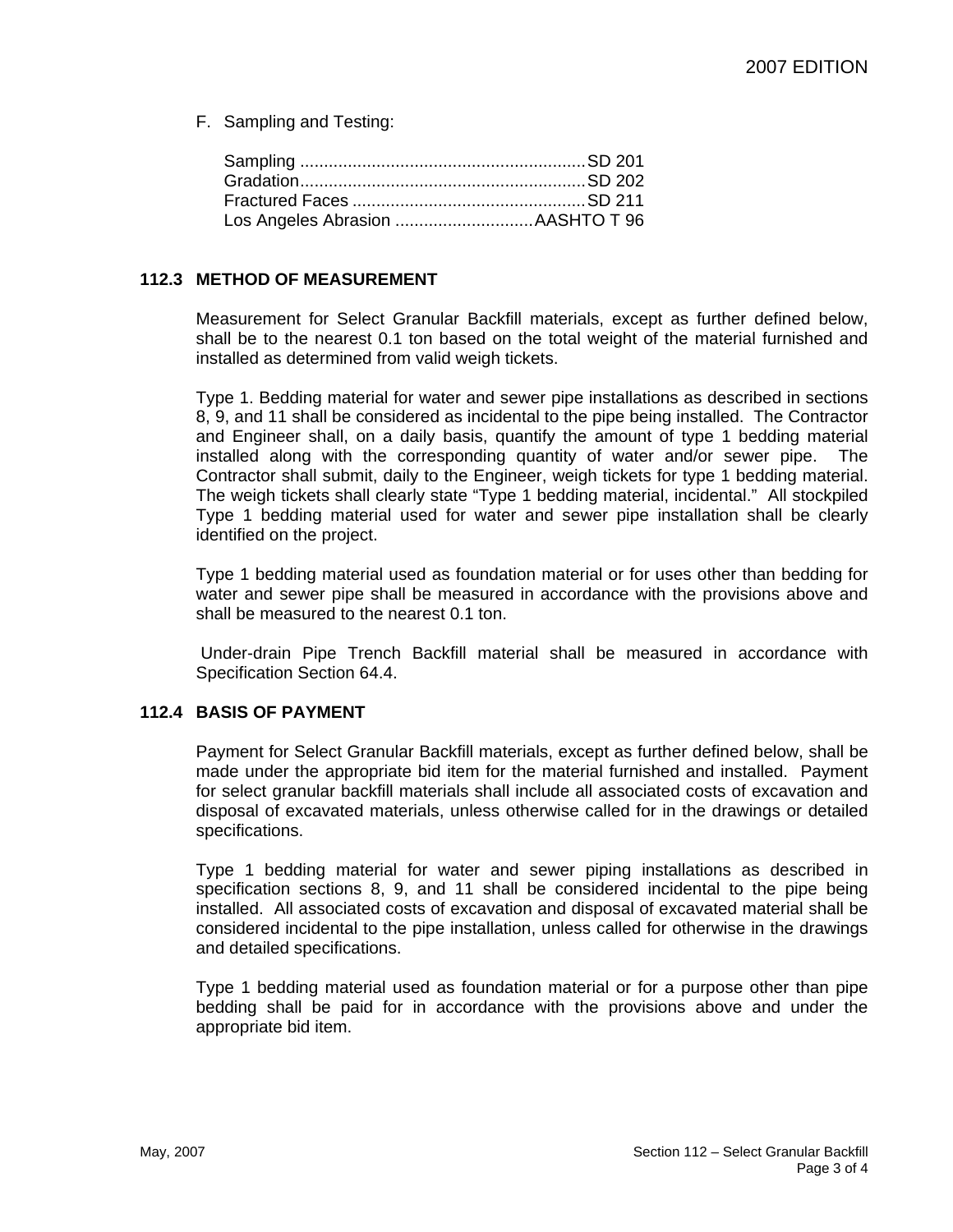F. Sampling and Testing:

| | |
|---|---|
| Sampling | SD 201 |
| Gradation | SD 202 |
| Fractured Faces | SD 211 |
| Los Angeles Abrasion | AASHTO T 96 |

## 112.3 METHOD OF MEASUREMENT

Measurement for Select Granular Backfill materials, except as further defined below, shall be to the nearest 0.1 ton based on the total weight of the material furnished and installed as determined from valid weigh tickets.

Type 1. Bedding material for water and sewer pipe installations as described in sections 8, 9, and 11 shall be considered as incidental to the pipe being installed. The Contractor and Engineer shall, on a daily basis, quantify the amount of type 1 bedding material installed along with the corresponding quantity of water and/or sewer pipe. The Contractor shall submit, daily to the Engineer, weigh tickets for type 1 bedding material. The weigh tickets shall clearly state "Type 1 bedding material, incidental." All stockpiled Type 1 bedding material used for water and sewer pipe installation shall be clearly identified on the project.

Type 1 bedding material used as foundation material or for uses other than bedding for water and sewer pipe shall be measured in accordance with the provisions above and shall be measured to the nearest 0.1 ton.

Under-drain Pipe Trench Backfill material shall be measured in accordance with Specification Section 64.4.

## 112.4 BASIS OF PAYMENT

Payment for Select Granular Backfill materials, except as further defined below, shall be made under the appropriate bid item for the material furnished and installed. Payment for select granular backfill materials shall include all associated costs of excavation and disposal of excavated materials, unless otherwise called for in the drawings or detailed specifications.

Type 1 bedding material for water and sewer piping installations as described in specification sections 8, 9, and 11 shall be considered incidental to the pipe being installed. All associated costs of excavation and disposal of excavated material shall be considered incidental to the pipe installation, unless called for otherwise in the drawings and detailed specifications.

Type 1 bedding material used as foundation material or for a purpose other than pipe bedding shall be paid for in accordance with the provisions above and under the appropriate bid item.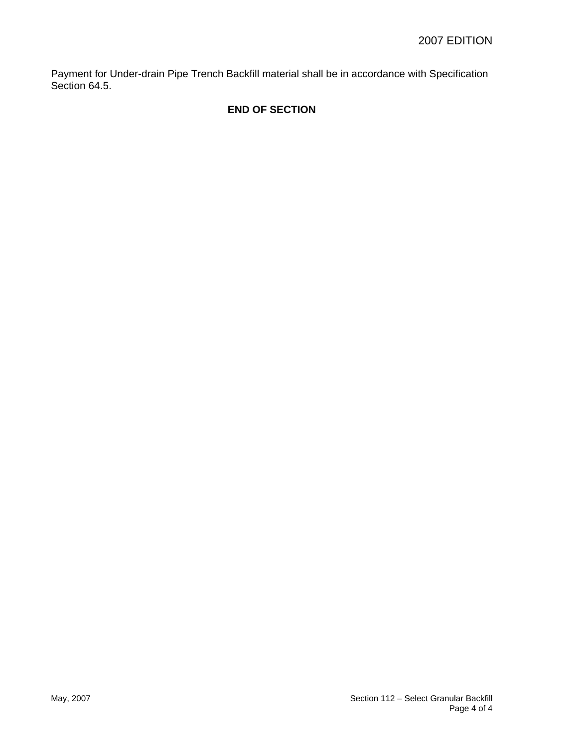Payment for Under-drain Pipe Trench Backfill material shall be in accordance with Specification Section 64.5.

**END OF SECTION**